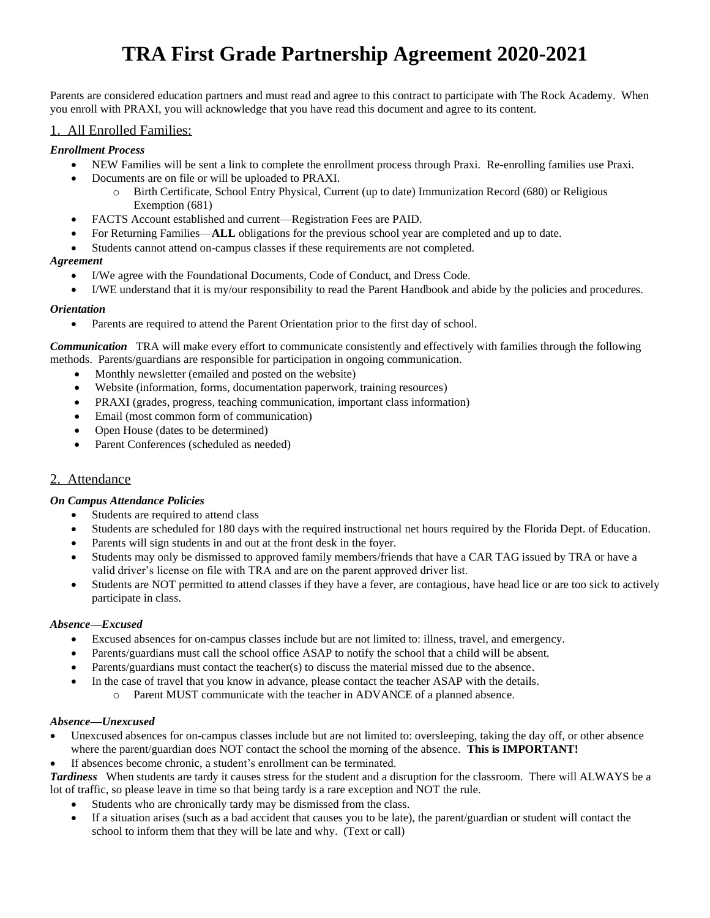# TRA First Grade Partnership Agreement 2020-2021

Parents are considered education partners and must read and agree to this contract to participate with The Rock Academy. When you enroll with PRAXI, you will acknowledge that you have read this document and agree to its content.

## 1. All Enrolled Families:

***Enrollment Process***

- NEW Families will be sent a link to complete the enrollment process through Praxi. Re-enrolling families use Praxi.
- Documents are on file or will be uploaded to PRAXI.
  - Birth Certificate, School Entry Physical, Current (up to date) Immunization Record (680) or Religious Exemption (681)
- FACTS Account established and current—Registration Fees are PAID.
- For Returning Families—**ALL** obligations for the previous school year are completed and up to date.
- Students cannot attend on-campus classes if these requirements are not completed.

***Agreement***

- I/We agree with the Foundational Documents, Code of Conduct, and Dress Code.
- I/WE understand that it is my/our responsibility to read the Parent Handbook and abide by the policies and procedures.

***Orientation***

- Parents are required to attend the Parent Orientation prior to the first day of school.

***Communication*** TRA will make every effort to communicate consistently and effectively with families through the following methods. Parents/guardians are responsible for participation in ongoing communication.

- Monthly newsletter (emailed and posted on the website)
- Website (information, forms, documentation paperwork, training resources)
- PRAXI (grades, progress, teaching communication, important class information)
- Email (most common form of communication)
- Open House (dates to be determined)
- Parent Conferences (scheduled as needed)

## 2. Attendance

***On Campus Attendance Policies***

- Students are required to attend class
- Students are scheduled for 180 days with the required instructional net hours required by the Florida Dept. of Education.
- Parents will sign students in and out at the front desk in the foyer.
- Students may only be dismissed to approved family members/friends that have a CAR TAG issued by TRA or have a valid driver's license on file with TRA and are on the parent approved driver list.
- Students are NOT permitted to attend classes if they have a fever, are contagious, have head lice or are too sick to actively participate in class.

***Absence—Excused***

- Excused absences for on-campus classes include but are not limited to: illness, travel, and emergency.
- Parents/guardians must call the school office ASAP to notify the school that a child will be absent.
- Parents/guardians must contact the teacher(s) to discuss the material missed due to the absence.
- In the case of travel that you know in advance, please contact the teacher ASAP with the details.
  - Parent MUST communicate with the teacher in ADVANCE of a planned absence.

***Absence—Unexcused***

- Unexcused absences for on-campus classes include but are not limited to: oversleeping, taking the day off, or other absence where the parent/guardian does NOT contact the school the morning of the absence. **This is IMPORTANT!**
- If absences become chronic, a student's enrollment can be terminated.

***Tardiness*** When students are tardy it causes stress for the student and a disruption for the classroom. There will ALWAYS be a lot of traffic, so please leave in time so that being tardy is a rare exception and NOT the rule.

- Students who are chronically tardy may be dismissed from the class.
- If a situation arises (such as a bad accident that causes you to be late), the parent/guardian or student will contact the school to inform them that they will be late and why. (Text or call)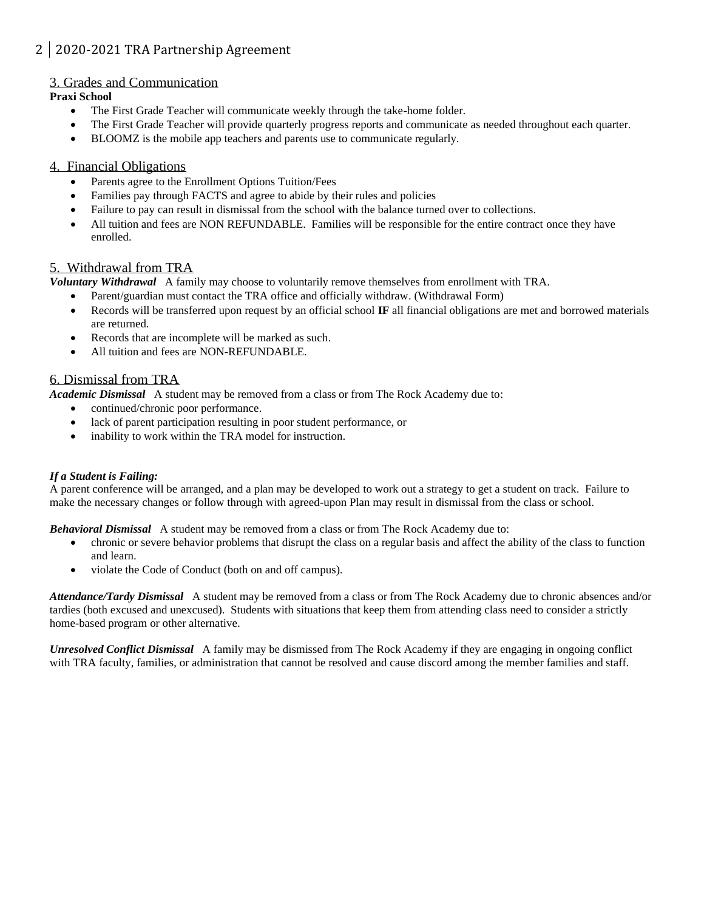## 3. Grades and Communication

**Praxi School**

- The First Grade Teacher will communicate weekly through the take-home folder.
- The First Grade Teacher will provide quarterly progress reports and communicate as needed throughout each quarter.
- BLOOMZ is the mobile app teachers and parents use to communicate regularly.

## 4. Financial Obligations

- Parents agree to the Enrollment Options Tuition/Fees
- Families pay through FACTS and agree to abide by their rules and policies
- Failure to pay can result in dismissal from the school with the balance turned over to collections.
- All tuition and fees are NON REFUNDABLE. Families will be responsible for the entire contract once they have enrolled.

## 5. Withdrawal from TRA

***Voluntary Withdrawal*** A family may choose to voluntarily remove themselves from enrollment with TRA.

- Parent/guardian must contact the TRA office and officially withdraw. (Withdrawal Form)
- Records will be transferred upon request by an official school **IF** all financial obligations are met and borrowed materials are returned.
- Records that are incomplete will be marked as such.
- All tuition and fees are NON-REFUNDABLE.

## 6. Dismissal from TRA

***Academic Dismissal*** A student may be removed from a class or from The Rock Academy due to:

- continued/chronic poor performance.
- lack of parent participation resulting in poor student performance, or
- inability to work within the TRA model for instruction.

***If a Student is Failing:***

A parent conference will be arranged, and a plan may be developed to work out a strategy to get a student on track. Failure to make the necessary changes or follow through with agreed-upon Plan may result in dismissal from the class or school.

***Behavioral Dismissal*** A student may be removed from a class or from The Rock Academy due to:

- chronic or severe behavior problems that disrupt the class on a regular basis and affect the ability of the class to function and learn.
- violate the Code of Conduct (both on and off campus).

***Attendance/Tardy Dismissal*** A student may be removed from a class or from The Rock Academy due to chronic absences and/or tardies (both excused and unexcused). Students with situations that keep them from attending class need to consider a strictly home-based program or other alternative.

***Unresolved Conflict Dismissal*** A family may be dismissed from The Rock Academy if they are engaging in ongoing conflict with TRA faculty, families, or administration that cannot be resolved and cause discord among the member families and staff.